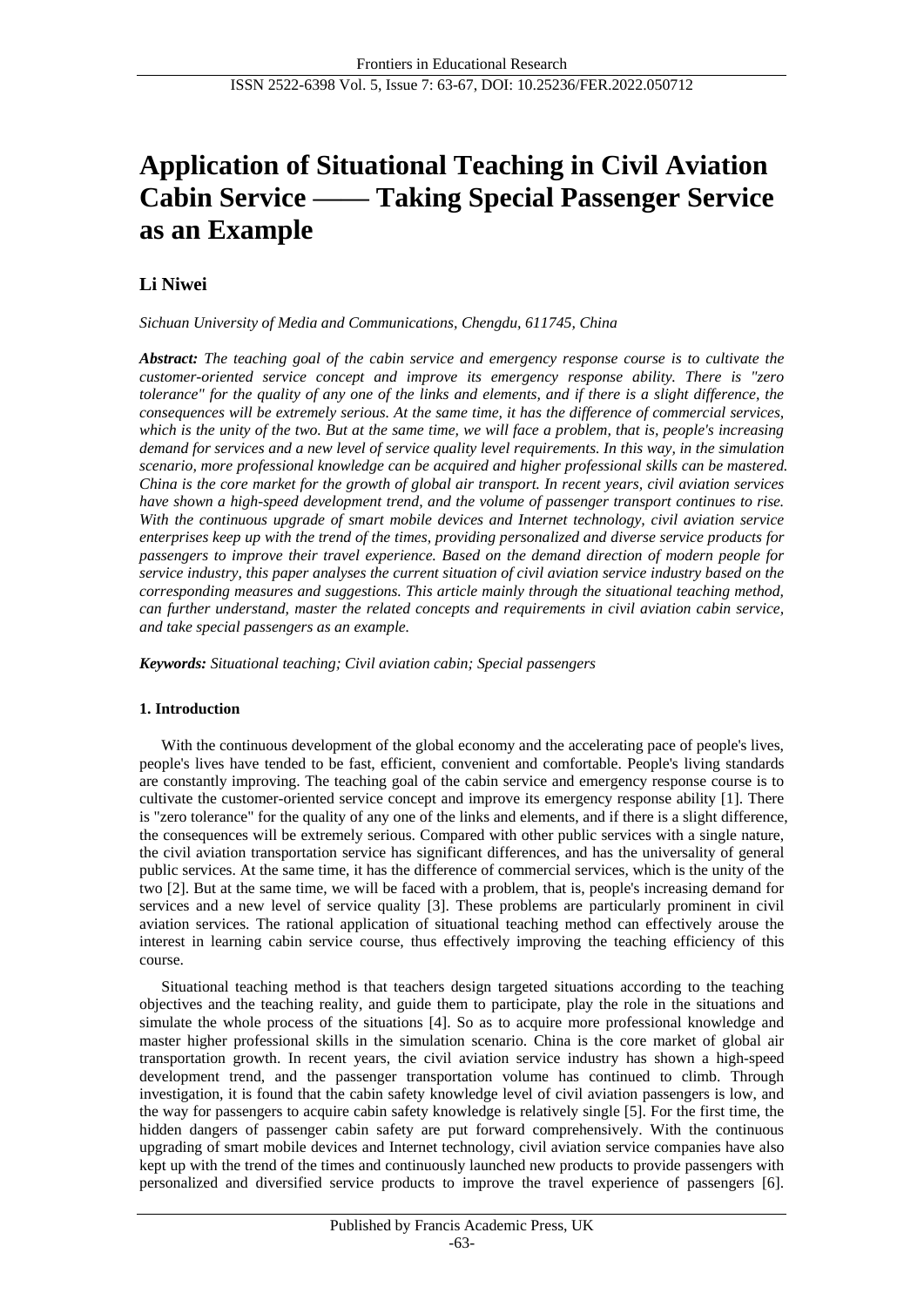# Application of Situational Teaching in Civil Aviation Cabin Service —— Taking Special Passenger Service as an Example

**Li Niwei**

*Sichuan University of Media and Communications, Chengdu, 611745, China*

***Abstract:*** *The teaching goal of the cabin service and emergency response course is to cultivate the customer-oriented service concept and improve its emergency response ability. There is "zero tolerance" for the quality of any one of the links and elements, and if there is a slight difference, the consequences will be extremely serious. At the same time, it has the difference of commercial services, which is the unity of the two. But at the same time, we will face a problem, that is, people's increasing demand for services and a new level of service quality level requirements. In this way, in the simulation scenario, more professional knowledge can be acquired and higher professional skills can be mastered. China is the core market for the growth of global air transport. In recent years, civil aviation services have shown a high-speed development trend, and the volume of passenger transport continues to rise. With the continuous upgrade of smart mobile devices and Internet technology, civil aviation service enterprises keep up with the trend of the times, providing personalized and diverse service products for passengers to improve their travel experience. Based on the demand direction of modern people for service industry, this paper analyses the current situation of civil aviation service industry based on the corresponding measures and suggestions. This article mainly through the situational teaching method, can further understand, master the related concepts and requirements in civil aviation cabin service, and take special passengers as an example.*

***Keywords:*** *Situational teaching; Civil aviation cabin; Special passengers*

## 1. Introduction

With the continuous development of the global economy and the accelerating pace of people's lives, people's lives have tended to be fast, efficient, convenient and comfortable. People's living standards are constantly improving. The teaching goal of the cabin service and emergency response course is to cultivate the customer-oriented service concept and improve its emergency response ability [1]. There is "zero tolerance" for the quality of any one of the links and elements, and if there is a slight difference, the consequences will be extremely serious. Compared with other public services with a single nature, the civil aviation transportation service has significant differences, and has the universality of general public services. At the same time, it has the difference of commercial services, which is the unity of the two [2]. But at the same time, we will be faced with a problem, that is, people's increasing demand for services and a new level of service quality [3]. These problems are particularly prominent in civil aviation services. The rational application of situational teaching method can effectively arouse the interest in learning cabin service course, thus effectively improving the teaching efficiency of this course.

Situational teaching method is that teachers design targeted situations according to the teaching objectives and the teaching reality, and guide them to participate, play the role in the situations and simulate the whole process of the situations [4]. So as to acquire more professional knowledge and master higher professional skills in the simulation scenario. China is the core market of global air transportation growth. In recent years, the civil aviation service industry has shown a high-speed development trend, and the passenger transportation volume has continued to climb. Through investigation, it is found that the cabin safety knowledge level of civil aviation passengers is low, and the way for passengers to acquire cabin safety knowledge is relatively single [5]. For the first time, the hidden dangers of passenger cabin safety are put forward comprehensively. With the continuous upgrading of smart mobile devices and Internet technology, civil aviation service companies have also kept up with the trend of the times and continuously launched new products to provide passengers with personalized and diversified service products to improve the travel experience of passengers [6].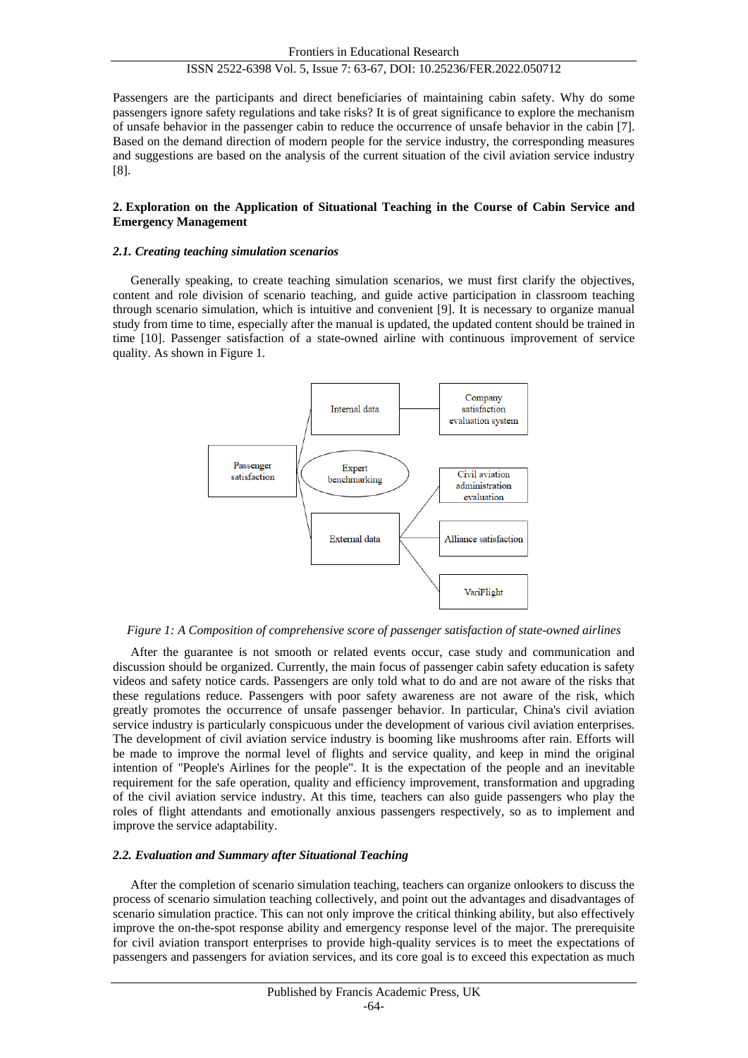Passengers are the participants and direct beneficiaries of maintaining cabin safety. Why do some passengers ignore safety regulations and take risks? It is of great significance to explore the mechanism of unsafe behavior in the passenger cabin to reduce the occurrence of unsafe behavior in the cabin [7]. Based on the demand direction of modern people for the service industry, the corresponding measures and suggestions are based on the analysis of the current situation of the civil aviation service industry [8].

## 2. Exploration on the Application of Situational Teaching in the Course of Cabin Service and Emergency Management

### *2.1. Creating teaching simulation scenarios*

Generally speaking, to create teaching simulation scenarios, we must first clarify the objectives, content and role division of scenario teaching, and guide active participation in classroom teaching through scenario simulation, which is intuitive and convenient [9]. It is necessary to organize manual study from time to time, especially after the manual is updated, the updated content should be trained in time [10]. Passenger satisfaction of a state-owned airline with continuous improvement of service quality. As shown in Figure 1.

Passenger satisfaction — Internal data — Company satisfaction evaluation system
Passenger satisfaction — Expert benchmarking
Passenger satisfaction — External data — Civil aviation administration evaluation; Alliance satisfaction; VariFlight

*Figure 1: A Composition of comprehensive score of passenger satisfaction of state-owned airlines*

After the guarantee is not smooth or related events occur, case study and communication and discussion should be organized. Currently, the main focus of passenger cabin safety education is safety videos and safety notice cards. Passengers are only told what to do and are not aware of the risks that these regulations reduce. Passengers with poor safety awareness are not aware of the risk, which greatly promotes the occurrence of unsafe passenger behavior. In particular, China's civil aviation service industry is particularly conspicuous under the development of various civil aviation enterprises. The development of civil aviation service industry is booming like mushrooms after rain. Efforts will be made to improve the normal level of flights and service quality, and keep in mind the original intention of "People's Airlines for the people". It is the expectation of the people and an inevitable requirement for the safe operation, quality and efficiency improvement, transformation and upgrading of the civil aviation service industry. At this time, teachers can also guide passengers who play the roles of flight attendants and emotionally anxious passengers respectively, so as to implement and improve the service adaptability.

### *2.2. Evaluation and Summary after Situational Teaching*

After the completion of scenario simulation teaching, teachers can organize onlookers to discuss the process of scenario simulation teaching collectively, and point out the advantages and disadvantages of scenario simulation practice. This can not only improve the critical thinking ability, but also effectively improve the on-the-spot response ability and emergency response level of the major. The prerequisite for civil aviation transport enterprises to provide high-quality services is to meet the expectations of passengers and passengers for aviation services, and its core goal is to exceed this expectation as much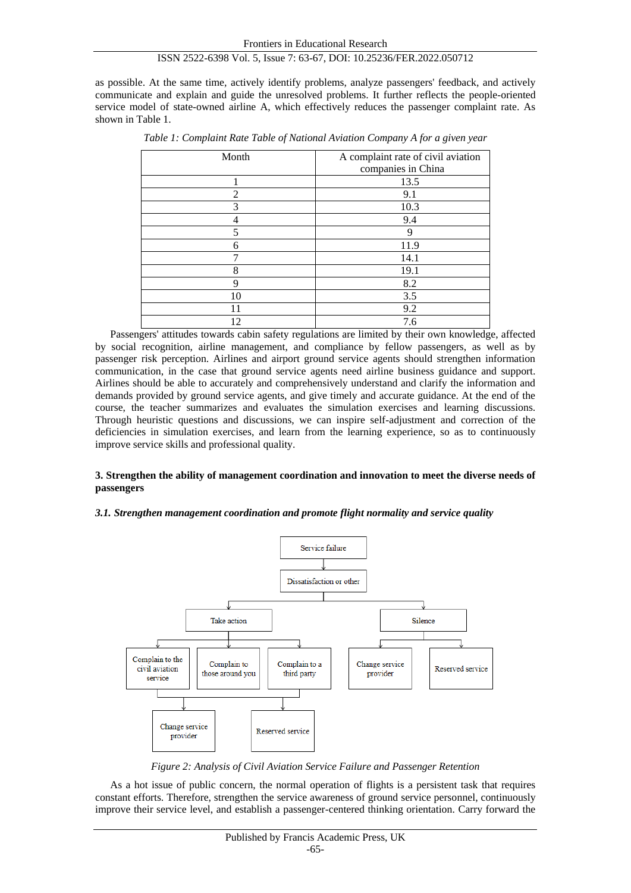as possible. At the same time, actively identify problems, analyze passengers' feedback, and actively communicate and explain and guide the unresolved problems. It further reflects the people-oriented service model of state-owned airline A, which effectively reduces the passenger complaint rate. As shown in Table 1.

*Table 1: Complaint Rate Table of National Aviation Company A for a given year*

| Month | A complaint rate of civil aviation companies in China |
|---|---|
| 1 | 13.5 |
| 2 | 9.1 |
| 3 | 10.3 |
| 4 | 9.4 |
| 5 | 9 |
| 6 | 11.9 |
| 7 | 14.1 |
| 8 | 19.1 |
| 9 | 8.2 |
| 10 | 3.5 |
| 11 | 9.2 |
| 12 | 7.6 |

Passengers' attitudes towards cabin safety regulations are limited by their own knowledge, affected by social recognition, airline management, and compliance by fellow passengers, as well as by passenger risk perception. Airlines and airport ground service agents should strengthen information communication, in the case that ground service agents need airline business guidance and support. Airlines should be able to accurately and comprehensively understand and clarify the information and demands provided by ground service agents, and give timely and accurate guidance. At the end of the course, the teacher summarizes and evaluates the simulation exercises and learning discussions. Through heuristic questions and discussions, we can inspire self-adjustment and correction of the deficiencies in simulation exercises, and learn from the learning experience, so as to continuously improve service skills and professional quality.

## 3. Strengthen the ability of management coordination and innovation to meet the diverse needs of passengers

### *3.1. Strengthen management coordination and promote flight normality and service quality*

*Figure 2: Analysis of Civil Aviation Service Failure and Passenger Retention*

As a hot issue of public concern, the normal operation of flights is a persistent task that requires constant efforts. Therefore, strengthen the service awareness of ground service personnel, continuously improve their service level, and establish a passenger-centered thinking orientation. Carry forward the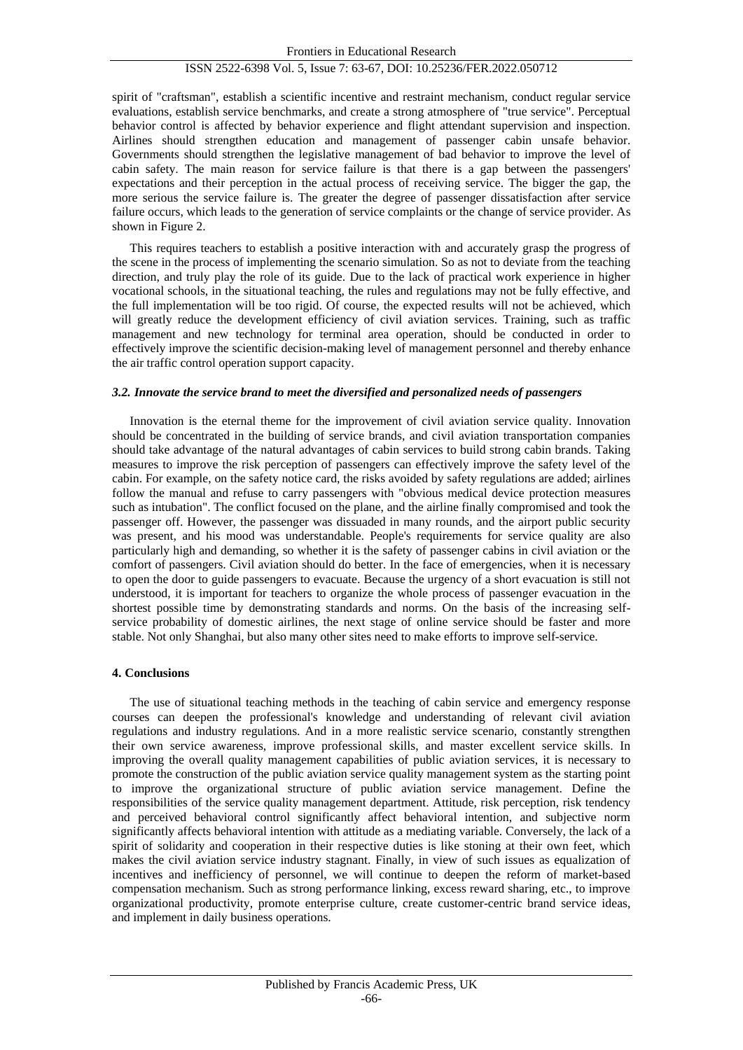spirit of "craftsman", establish a scientific incentive and restraint mechanism, conduct regular service evaluations, establish service benchmarks, and create a strong atmosphere of "true service". Perceptual behavior control is affected by behavior experience and flight attendant supervision and inspection. Airlines should strengthen education and management of passenger cabin unsafe behavior. Governments should strengthen the legislative management of bad behavior to improve the level of cabin safety. The main reason for service failure is that there is a gap between the passengers' expectations and their perception in the actual process of receiving service. The bigger the gap, the more serious the service failure is. The greater the degree of passenger dissatisfaction after service failure occurs, which leads to the generation of service complaints or the change of service provider. As shown in Figure 2.

This requires teachers to establish a positive interaction with and accurately grasp the progress of the scene in the process of implementing the scenario simulation. So as not to deviate from the teaching direction, and truly play the role of its guide. Due to the lack of practical work experience in higher vocational schools, in the situational teaching, the rules and regulations may not be fully effective, and the full implementation will be too rigid. Of course, the expected results will not be achieved, which will greatly reduce the development efficiency of civil aviation services. Training, such as traffic management and new technology for terminal area operation, should be conducted in order to effectively improve the scientific decision-making level of management personnel and thereby enhance the air traffic control operation support capacity.

### *3.2. Innovate the service brand to meet the diversified and personalized needs of passengers*

Innovation is the eternal theme for the improvement of civil aviation service quality. Innovation should be concentrated in the building of service brands, and civil aviation transportation companies should take advantage of the natural advantages of cabin services to build strong cabin brands. Taking measures to improve the risk perception of passengers can effectively improve the safety level of the cabin. For example, on the safety notice card, the risks avoided by safety regulations are added; airlines follow the manual and refuse to carry passengers with "obvious medical device protection measures such as intubation". The conflict focused on the plane, and the airline finally compromised and took the passenger off. However, the passenger was dissuaded in many rounds, and the airport public security was present, and his mood was understandable. People's requirements for service quality are also particularly high and demanding, so whether it is the safety of passenger cabins in civil aviation or the comfort of passengers. Civil aviation should do better. In the face of emergencies, when it is necessary to open the door to guide passengers to evacuate. Because the urgency of a short evacuation is still not understood, it is important for teachers to organize the whole process of passenger evacuation in the shortest possible time by demonstrating standards and norms. On the basis of the increasing self-service probability of domestic airlines, the next stage of online service should be faster and more stable. Not only Shanghai, but also many other sites need to make efforts to improve self-service.

## 4. Conclusions

The use of situational teaching methods in the teaching of cabin service and emergency response courses can deepen the professional's knowledge and understanding of relevant civil aviation regulations and industry regulations. And in a more realistic service scenario, constantly strengthen their own service awareness, improve professional skills, and master excellent service skills. In improving the overall quality management capabilities of public aviation services, it is necessary to promote the construction of the public aviation service quality management system as the starting point to improve the organizational structure of public aviation service management. Define the responsibilities of the service quality management department. Attitude, risk perception, risk tendency and perceived behavioral control significantly affect behavioral intention, and subjective norm significantly affects behavioral intention with attitude as a mediating variable. Conversely, the lack of a spirit of solidarity and cooperation in their respective duties is like stoning at their own feet, which makes the civil aviation service industry stagnant. Finally, in view of such issues as equalization of incentives and inefficiency of personnel, we will continue to deepen the reform of market-based compensation mechanism. Such as strong performance linking, excess reward sharing, etc., to improve organizational productivity, promote enterprise culture, create customer-centric brand service ideas, and implement in daily business operations.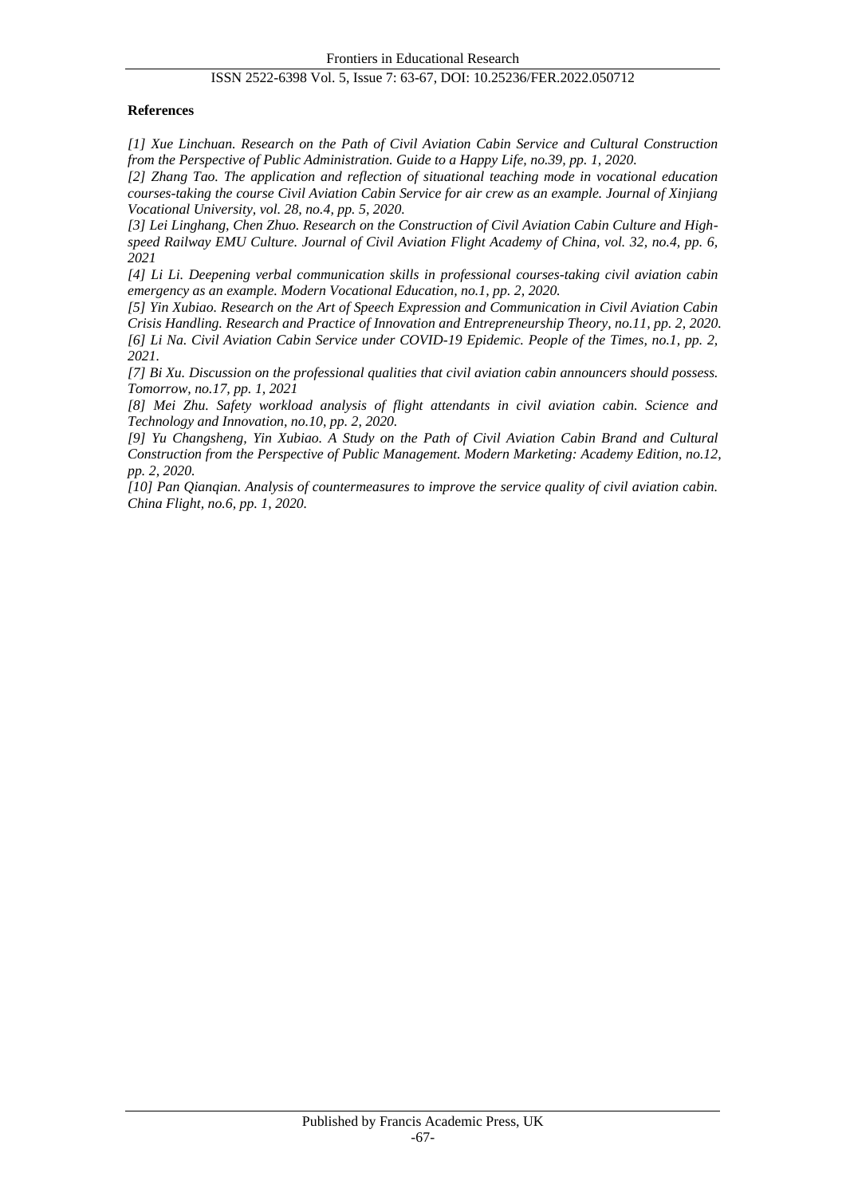**References**

*[1] Xue Linchuan. Research on the Path of Civil Aviation Cabin Service and Cultural Construction from the Perspective of Public Administration. Guide to a Happy Life, no.39, pp. 1, 2020.*

*[2] Zhang Tao. The application and reflection of situational teaching mode in vocational education courses-taking the course Civil Aviation Cabin Service for air crew as an example. Journal of Xinjiang Vocational University, vol. 28, no.4, pp. 5, 2020.*

*[3] Lei Linghang, Chen Zhuo. Research on the Construction of Civil Aviation Cabin Culture and High-speed Railway EMU Culture. Journal of Civil Aviation Flight Academy of China, vol. 32, no.4, pp. 6, 2021*

*[4] Li Li. Deepening verbal communication skills in professional courses-taking civil aviation cabin emergency as an example. Modern Vocational Education, no.1, pp. 2, 2020.*

*[5] Yin Xubiao. Research on the Art of Speech Expression and Communication in Civil Aviation Cabin Crisis Handling. Research and Practice of Innovation and Entrepreneurship Theory, no.11, pp. 2, 2020.*

*[6] Li Na. Civil Aviation Cabin Service under COVID-19 Epidemic. People of the Times, no.1, pp. 2, 2021.*

*[7] Bi Xu. Discussion on the professional qualities that civil aviation cabin announcers should possess. Tomorrow, no.17, pp. 1, 2021*

*[8] Mei Zhu. Safety workload analysis of flight attendants in civil aviation cabin. Science and Technology and Innovation, no.10, pp. 2, 2020.*

*[9] Yu Changsheng, Yin Xubiao. A Study on the Path of Civil Aviation Cabin Brand and Cultural Construction from the Perspective of Public Management. Modern Marketing: Academy Edition, no.12, pp. 2, 2020.*

*[10] Pan Qianqian. Analysis of countermeasures to improve the service quality of civil aviation cabin. China Flight, no.6, pp. 1, 2020.*